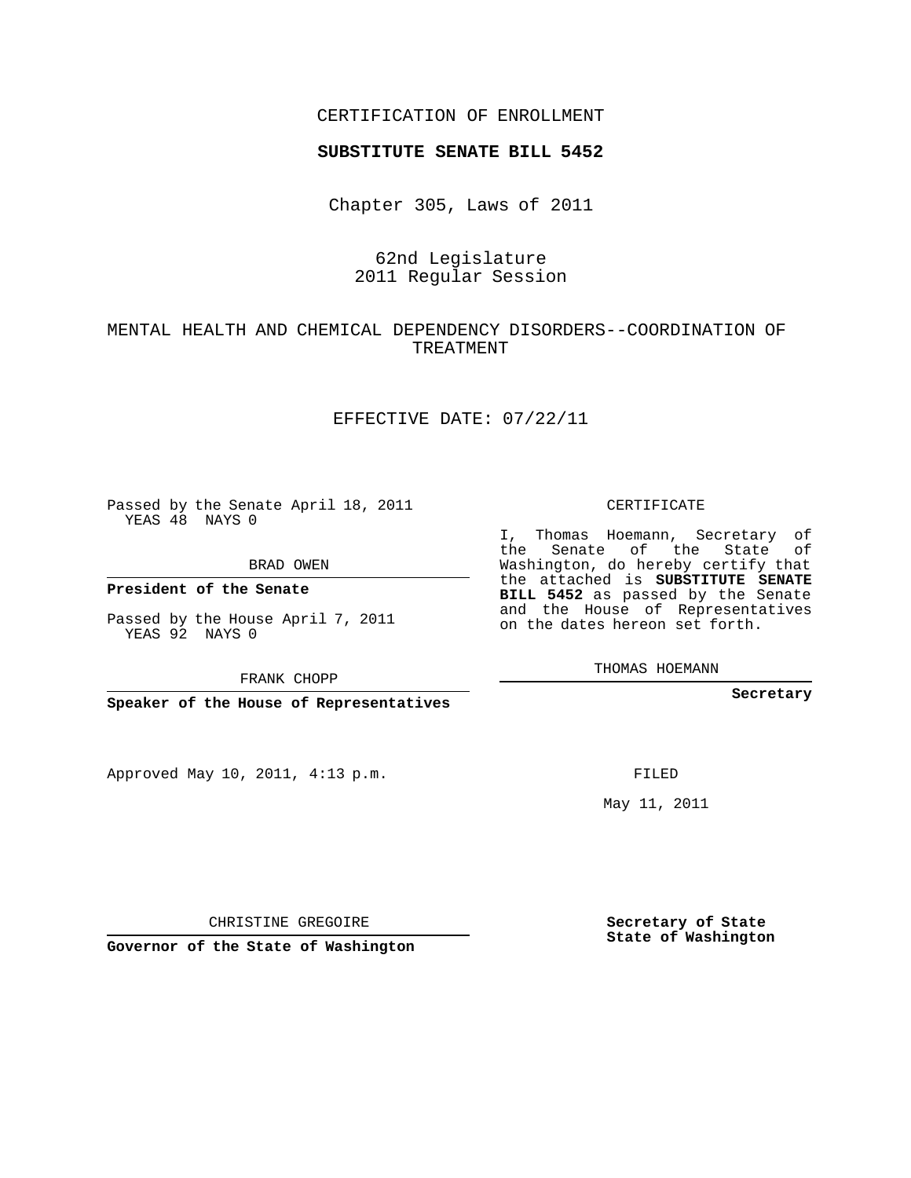CERTIFICATION OF ENROLLMENT

**SUBSTITUTE SENATE BILL 5452**

Chapter 305, Laws of 2011

62nd Legislature
2011 Regular Session

MENTAL HEALTH AND CHEMICAL DEPENDENCY DISORDERS--COORDINATION OF TREATMENT

EFFECTIVE DATE: 07/22/11

Passed by the Senate April 18, 2011
YEAS 48 NAYS 0

BRAD OWEN

**President of the Senate**

Passed by the House April 7, 2011
YEAS 92 NAYS 0

FRANK CHOPP

**Speaker of the House of Representatives**

CERTIFICATE

I, Thomas Hoemann, Secretary of the Senate of the State of Washington, do hereby certify that the attached is **SUBSTITUTE SENATE BILL 5452** as passed by the Senate and the House of Representatives on the dates hereon set forth.

THOMAS HOEMANN

**Secretary**

Approved May 10, 2011, 4:13 p.m.

FILED

May 11, 2011

CHRISTINE GREGOIRE

**Governor of the State of Washington**

**Secretary of State**
**State of Washington**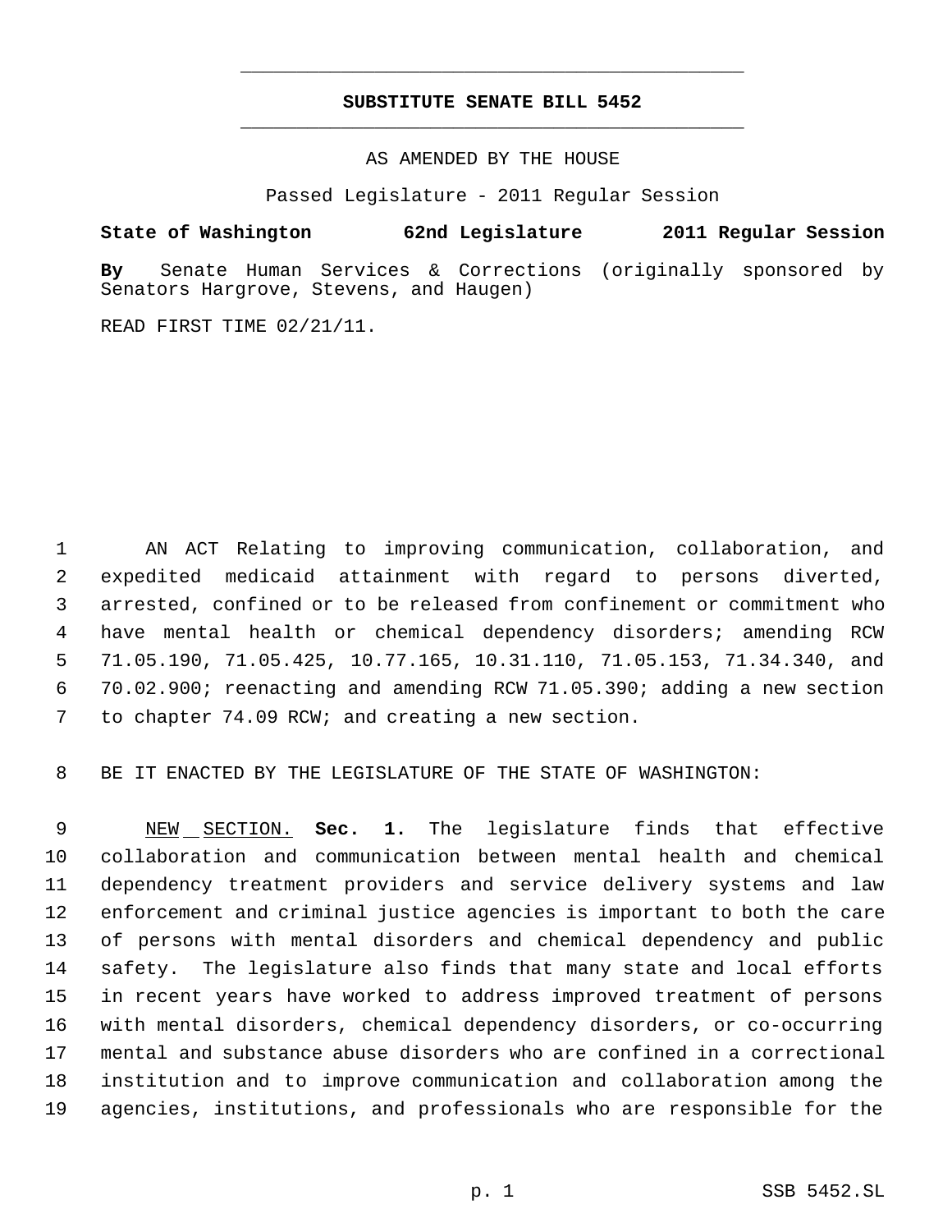# SUBSTITUTE SENATE BILL 5452

AS AMENDED BY THE HOUSE

Passed Legislature - 2011 Regular Session

**State of Washington 62nd Legislature 2011 Regular Session**

**By** Senate Human Services & Corrections (originally sponsored by Senators Hargrove, Stevens, and Haugen)

READ FIRST TIME 02/21/11.

AN ACT Relating to improving communication, collaboration, and expedited medicaid attainment with regard to persons diverted, arrested, confined or to be released from confinement or commitment who have mental health or chemical dependency disorders; amending RCW 71.05.190, 71.05.425, 10.77.165, 10.31.110, 71.05.153, 71.34.340, and 70.02.900; reenacting and amending RCW 71.05.390; adding a new section to chapter 74.09 RCW; and creating a new section.

BE IT ENACTED BY THE LEGISLATURE OF THE STATE OF WASHINGTON:

NEW SECTION. **Sec. 1.** The legislature finds that effective collaboration and communication between mental health and chemical dependency treatment providers and service delivery systems and law enforcement and criminal justice agencies is important to both the care of persons with mental disorders and chemical dependency and public safety. The legislature also finds that many state and local efforts in recent years have worked to address improved treatment of persons with mental disorders, chemical dependency disorders, or co-occurring mental and substance abuse disorders who are confined in a correctional institution and to improve communication and collaboration among the agencies, institutions, and professionals who are responsible for the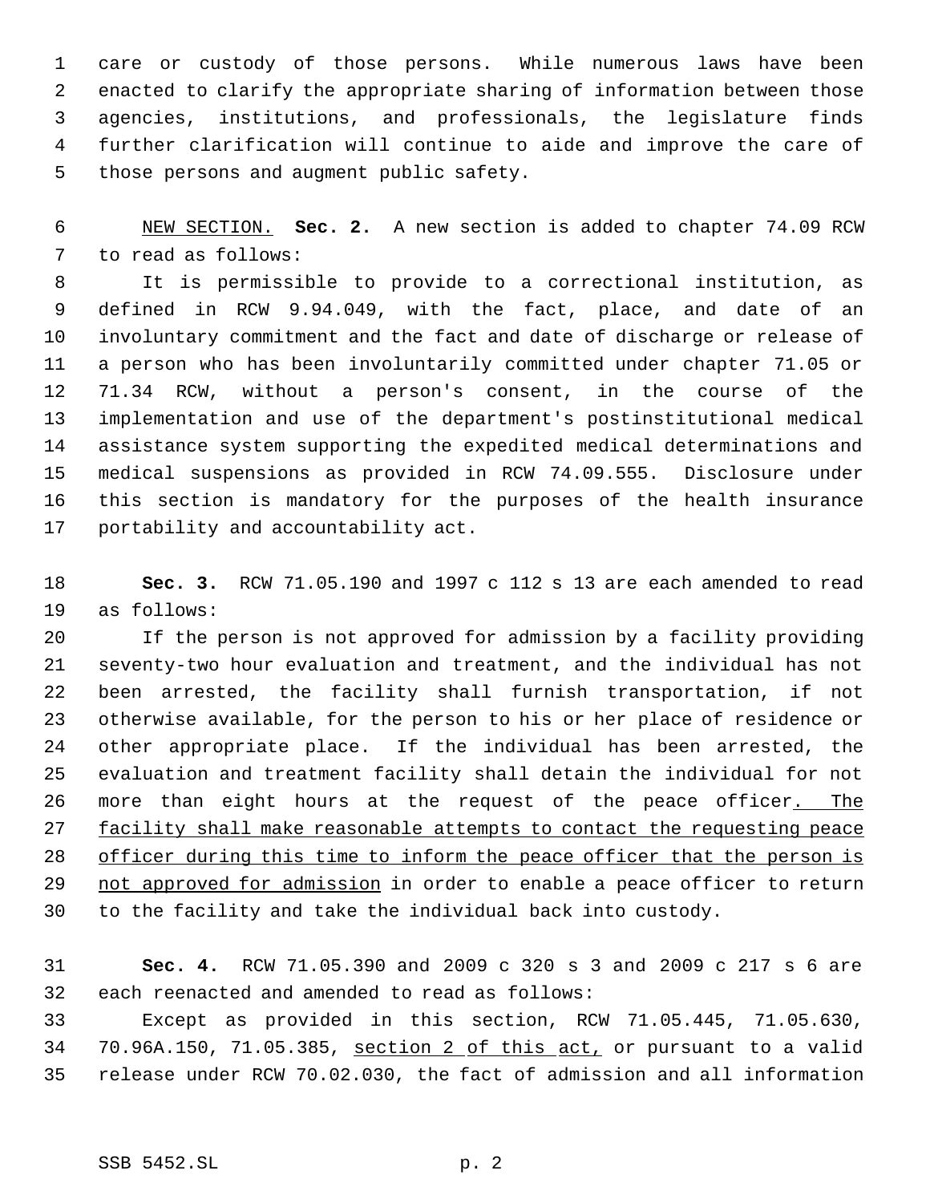care or custody of those persons. While numerous laws have been enacted to clarify the appropriate sharing of information between those agencies, institutions, and professionals, the legislature finds further clarification will continue to aide and improve the care of those persons and augment public safety.

NEW SECTION. **Sec. 2.** A new section is added to chapter 74.09 RCW to read as follows:

It is permissible to provide to a correctional institution, as defined in RCW 9.94.049, with the fact, place, and date of an involuntary commitment and the fact and date of discharge or release of a person who has been involuntarily committed under chapter 71.05 or 71.34 RCW, without a person's consent, in the course of the implementation and use of the department's postinstitutional medical assistance system supporting the expedited medical determinations and medical suspensions as provided in RCW 74.09.555. Disclosure under this section is mandatory for the purposes of the health insurance portability and accountability act.

**Sec. 3.** RCW 71.05.190 and 1997 c 112 s 13 are each amended to read as follows:

If the person is not approved for admission by a facility providing seventy-two hour evaluation and treatment, and the individual has not been arrested, the facility shall furnish transportation, if not otherwise available, for the person to his or her place of residence or other appropriate place. If the individual has been arrested, the evaluation and treatment facility shall detain the individual for not more than eight hours at the request of the peace officer. The facility shall make reasonable attempts to contact the requesting peace officer during this time to inform the peace officer that the person is not approved for admission in order to enable a peace officer to return to the facility and take the individual back into custody.

**Sec. 4.** RCW 71.05.390 and 2009 c 320 s 3 and 2009 c 217 s 6 are each reenacted and amended to read as follows:

Except as provided in this section, RCW 71.05.445, 71.05.630, 70.96A.150, 71.05.385, section 2 of this act, or pursuant to a valid release under RCW 70.02.030, the fact of admission and all information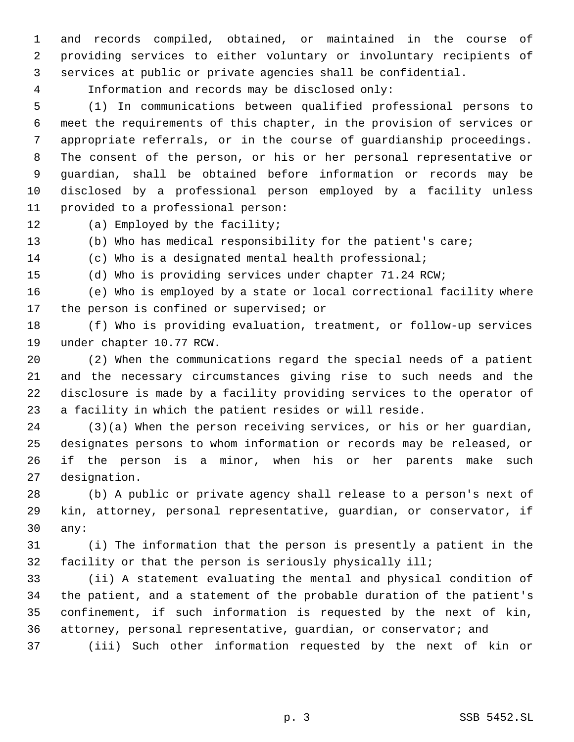and records compiled, obtained, or maintained in the course of providing services to either voluntary or involuntary recipients of services at public or private agencies shall be confidential.

Information and records may be disclosed only:

(1) In communications between qualified professional persons to meet the requirements of this chapter, in the provision of services or appropriate referrals, or in the course of guardianship proceedings. The consent of the person, or his or her personal representative or guardian, shall be obtained before information or records may be disclosed by a professional person employed by a facility unless provided to a professional person:

(a) Employed by the facility;

(b) Who has medical responsibility for the patient's care;

(c) Who is a designated mental health professional;

(d) Who is providing services under chapter 71.24 RCW;

(e) Who is employed by a state or local correctional facility where the person is confined or supervised; or

(f) Who is providing evaluation, treatment, or follow-up services under chapter 10.77 RCW.

(2) When the communications regard the special needs of a patient and the necessary circumstances giving rise to such needs and the disclosure is made by a facility providing services to the operator of a facility in which the patient resides or will reside.

(3)(a) When the person receiving services, or his or her guardian, designates persons to whom information or records may be released, or if the person is a minor, when his or her parents make such designation.

(b) A public or private agency shall release to a person's next of kin, attorney, personal representative, guardian, or conservator, if any:

(i) The information that the person is presently a patient in the facility or that the person is seriously physically ill;

(ii) A statement evaluating the mental and physical condition of the patient, and a statement of the probable duration of the patient's confinement, if such information is requested by the next of kin, attorney, personal representative, guardian, or conservator; and

(iii) Such other information requested by the next of kin or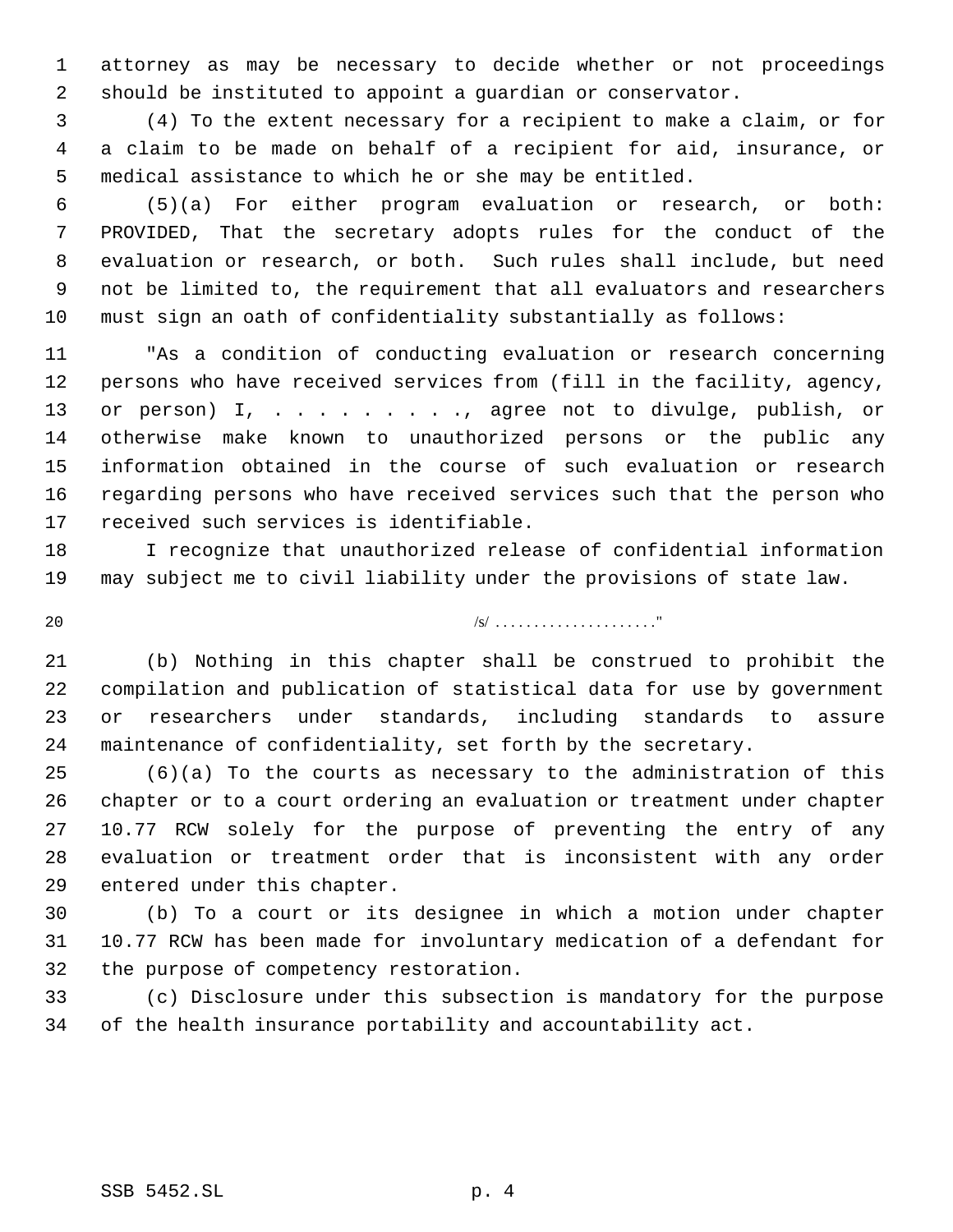attorney as may be necessary to decide whether or not proceedings should be instituted to appoint a guardian or conservator.

(4) To the extent necessary for a recipient to make a claim, or for a claim to be made on behalf of a recipient for aid, insurance, or medical assistance to which he or she may be entitled.

(5)(a) For either program evaluation or research, or both: PROVIDED, That the secretary adopts rules for the conduct of the evaluation or research, or both. Such rules shall include, but need not be limited to, the requirement that all evaluators and researchers must sign an oath of confidentiality substantially as follows:

"As a condition of conducting evaluation or research concerning persons who have received services from (fill in the facility, agency, or person) I, . . . . . . . . . ., agree not to divulge, publish, or otherwise make known to unauthorized persons or the public any information obtained in the course of such evaluation or research regarding persons who have received services such that the person who received such services is identifiable.

I recognize that unauthorized release of confidential information may subject me to civil liability under the provisions of state law.

/s/ . . . . . . . . . . . . . . . . . . . . ."

(b) Nothing in this chapter shall be construed to prohibit the compilation and publication of statistical data for use by government or researchers under standards, including standards to assure maintenance of confidentiality, set forth by the secretary.

(6)(a) To the courts as necessary to the administration of this chapter or to a court ordering an evaluation or treatment under chapter 10.77 RCW solely for the purpose of preventing the entry of any evaluation or treatment order that is inconsistent with any order entered under this chapter.

(b) To a court or its designee in which a motion under chapter 10.77 RCW has been made for involuntary medication of a defendant for the purpose of competency restoration.

(c) Disclosure under this subsection is mandatory for the purpose of the health insurance portability and accountability act.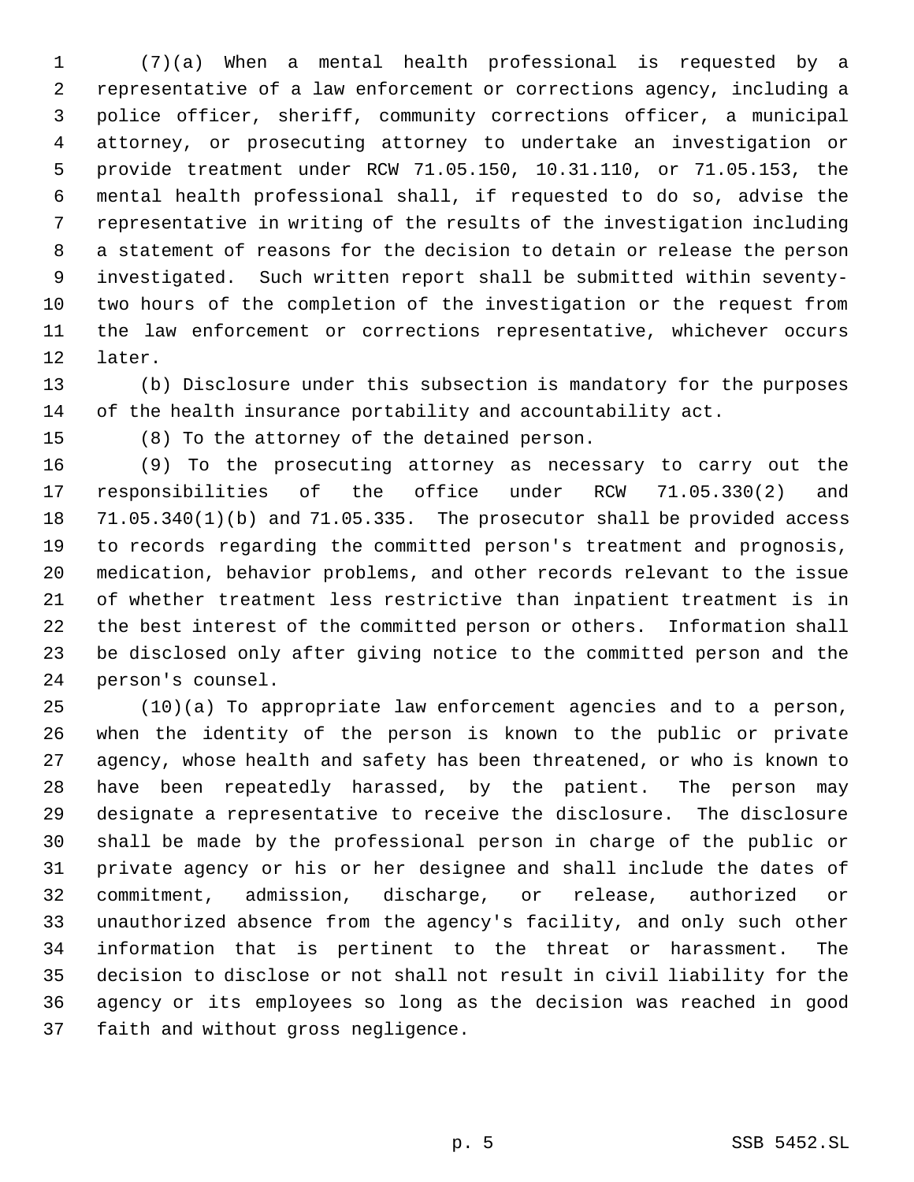(7)(a) When a mental health professional is requested by a representative of a law enforcement or corrections agency, including a police officer, sheriff, community corrections officer, a municipal attorney, or prosecuting attorney to undertake an investigation or provide treatment under RCW 71.05.150, 10.31.110, or 71.05.153, the mental health professional shall, if requested to do so, advise the representative in writing of the results of the investigation including a statement of reasons for the decision to detain or release the person investigated. Such written report shall be submitted within seventy-two hours of the completion of the investigation or the request from the law enforcement or corrections representative, whichever occurs later.

(b) Disclosure under this subsection is mandatory for the purposes of the health insurance portability and accountability act.

(8) To the attorney of the detained person.

(9) To the prosecuting attorney as necessary to carry out the responsibilities of the office under RCW 71.05.330(2) and 71.05.340(1)(b) and 71.05.335. The prosecutor shall be provided access to records regarding the committed person's treatment and prognosis, medication, behavior problems, and other records relevant to the issue of whether treatment less restrictive than inpatient treatment is in the best interest of the committed person or others. Information shall be disclosed only after giving notice to the committed person and the person's counsel.

(10)(a) To appropriate law enforcement agencies and to a person, when the identity of the person is known to the public or private agency, whose health and safety has been threatened, or who is known to have been repeatedly harassed, by the patient. The person may designate a representative to receive the disclosure. The disclosure shall be made by the professional person in charge of the public or private agency or his or her designee and shall include the dates of commitment, admission, discharge, or release, authorized or unauthorized absence from the agency's facility, and only such other information that is pertinent to the threat or harassment. The decision to disclose or not shall not result in civil liability for the agency or its employees so long as the decision was reached in good faith and without gross negligence.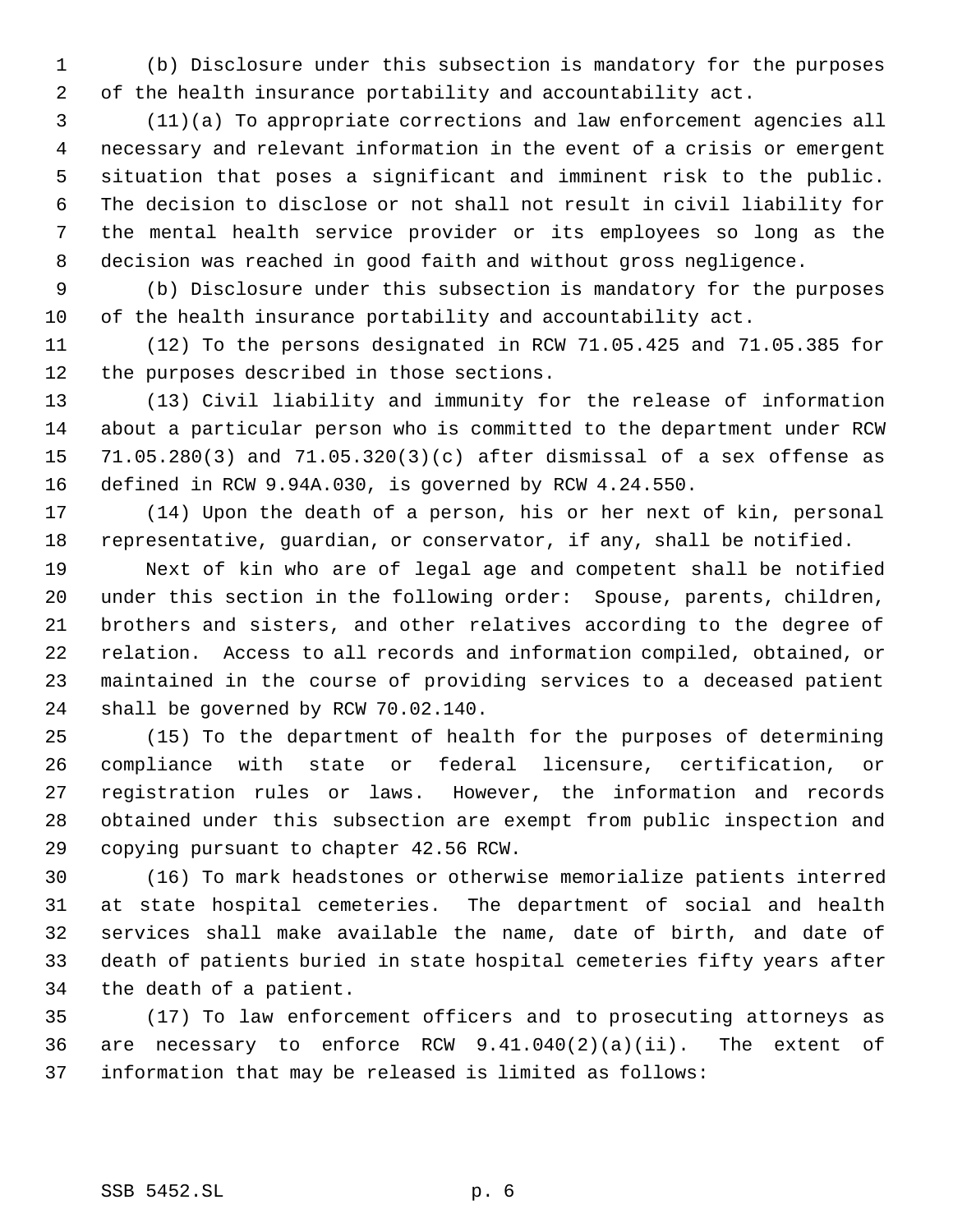(b) Disclosure under this subsection is mandatory for the purposes of the health insurance portability and accountability act.

(11)(a) To appropriate corrections and law enforcement agencies all necessary and relevant information in the event of a crisis or emergent situation that poses a significant and imminent risk to the public. The decision to disclose or not shall not result in civil liability for the mental health service provider or its employees so long as the decision was reached in good faith and without gross negligence.

(b) Disclosure under this subsection is mandatory for the purposes of the health insurance portability and accountability act.

(12) To the persons designated in RCW 71.05.425 and 71.05.385 for the purposes described in those sections.

(13) Civil liability and immunity for the release of information about a particular person who is committed to the department under RCW 71.05.280(3) and 71.05.320(3)(c) after dismissal of a sex offense as defined in RCW 9.94A.030, is governed by RCW 4.24.550.

(14) Upon the death of a person, his or her next of kin, personal representative, guardian, or conservator, if any, shall be notified.

Next of kin who are of legal age and competent shall be notified under this section in the following order: Spouse, parents, children, brothers and sisters, and other relatives according to the degree of relation. Access to all records and information compiled, obtained, or maintained in the course of providing services to a deceased patient shall be governed by RCW 70.02.140.

(15) To the department of health for the purposes of determining compliance with state or federal licensure, certification, or registration rules or laws. However, the information and records obtained under this subsection are exempt from public inspection and copying pursuant to chapter 42.56 RCW.

(16) To mark headstones or otherwise memorialize patients interred at state hospital cemeteries. The department of social and health services shall make available the name, date of birth, and date of death of patients buried in state hospital cemeteries fifty years after the death of a patient.

(17) To law enforcement officers and to prosecuting attorneys as are necessary to enforce RCW 9.41.040(2)(a)(ii). The extent of information that may be released is limited as follows: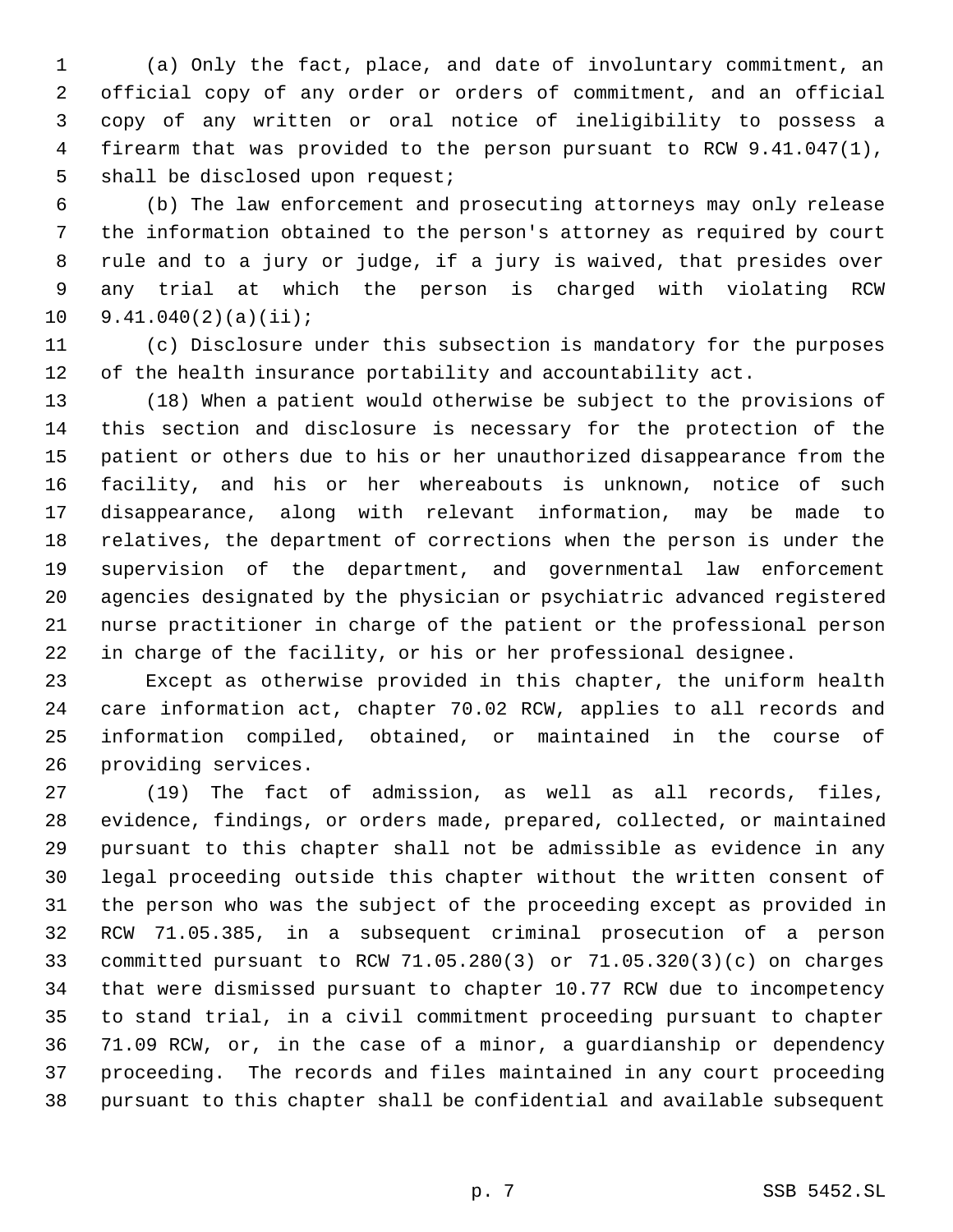(a) Only the fact, place, and date of involuntary commitment, an official copy of any order or orders of commitment, and an official copy of any written or oral notice of ineligibility to possess a firearm that was provided to the person pursuant to RCW 9.41.047(1), shall be disclosed upon request;

(b) The law enforcement and prosecuting attorneys may only release the information obtained to the person's attorney as required by court rule and to a jury or judge, if a jury is waived, that presides over any trial at which the person is charged with violating RCW 9.41.040(2)(a)(ii);

(c) Disclosure under this subsection is mandatory for the purposes of the health insurance portability and accountability act.

(18) When a patient would otherwise be subject to the provisions of this section and disclosure is necessary for the protection of the patient or others due to his or her unauthorized disappearance from the facility, and his or her whereabouts is unknown, notice of such disappearance, along with relevant information, may be made to relatives, the department of corrections when the person is under the supervision of the department, and governmental law enforcement agencies designated by the physician or psychiatric advanced registered nurse practitioner in charge of the patient or the professional person in charge of the facility, or his or her professional designee.

Except as otherwise provided in this chapter, the uniform health care information act, chapter 70.02 RCW, applies to all records and information compiled, obtained, or maintained in the course of providing services.

(19) The fact of admission, as well as all records, files, evidence, findings, or orders made, prepared, collected, or maintained pursuant to this chapter shall not be admissible as evidence in any legal proceeding outside this chapter without the written consent of the person who was the subject of the proceeding except as provided in RCW 71.05.385, in a subsequent criminal prosecution of a person committed pursuant to RCW 71.05.280(3) or 71.05.320(3)(c) on charges that were dismissed pursuant to chapter 10.77 RCW due to incompetency to stand trial, in a civil commitment proceeding pursuant to chapter 71.09 RCW, or, in the case of a minor, a guardianship or dependency proceeding. The records and files maintained in any court proceeding pursuant to this chapter shall be confidential and available subsequent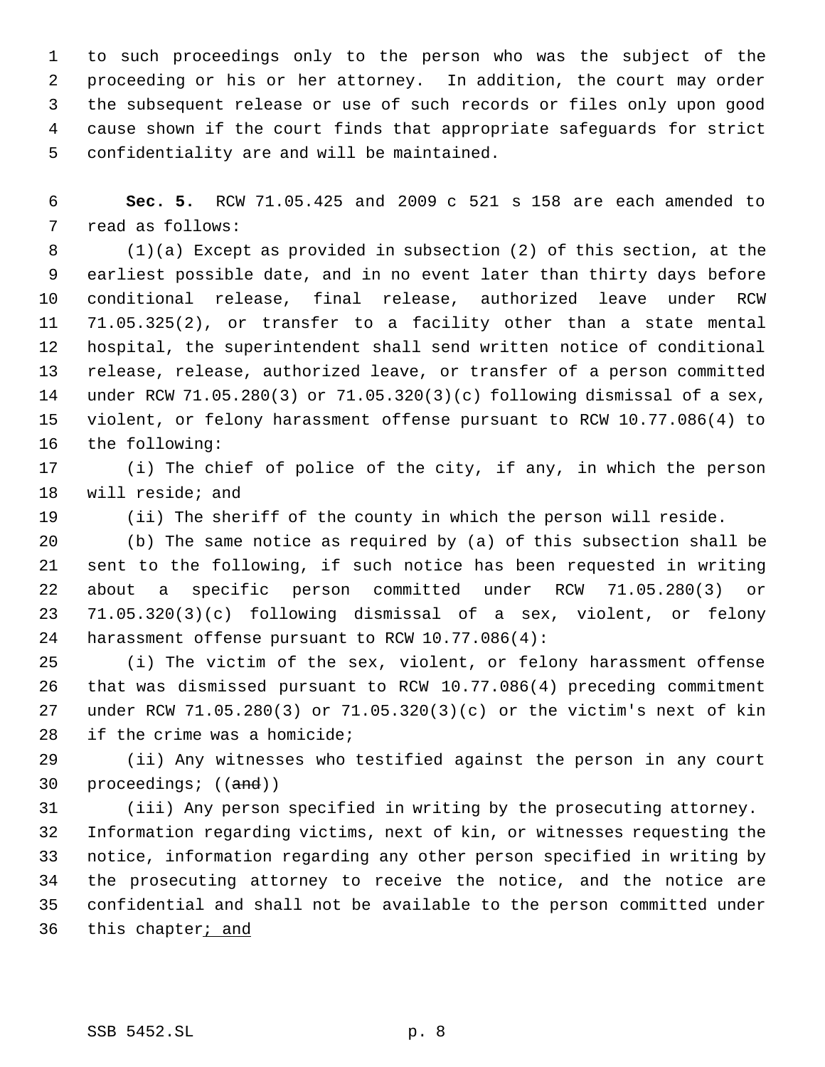to such proceedings only to the person who was the subject of the proceeding or his or her attorney. In addition, the court may order the subsequent release or use of such records or files only upon good cause shown if the court finds that appropriate safeguards for strict confidentiality are and will be maintained.

**Sec. 5.** RCW 71.05.425 and 2009 c 521 s 158 are each amended to read as follows:

(1)(a) Except as provided in subsection (2) of this section, at the earliest possible date, and in no event later than thirty days before conditional release, final release, authorized leave under RCW 71.05.325(2), or transfer to a facility other than a state mental hospital, the superintendent shall send written notice of conditional release, release, authorized leave, or transfer of a person committed under RCW 71.05.280(3) or 71.05.320(3)(c) following dismissal of a sex, violent, or felony harassment offense pursuant to RCW 10.77.086(4) to the following:

(i) The chief of police of the city, if any, in which the person will reside; and

(ii) The sheriff of the county in which the person will reside.

(b) The same notice as required by (a) of this subsection shall be sent to the following, if such notice has been requested in writing about a specific person committed under RCW 71.05.280(3) or 71.05.320(3)(c) following dismissal of a sex, violent, or felony harassment offense pursuant to RCW 10.77.086(4):

(i) The victim of the sex, violent, or felony harassment offense that was dismissed pursuant to RCW 10.77.086(4) preceding commitment under RCW 71.05.280(3) or 71.05.320(3)(c) or the victim's next of kin if the crime was a homicide;

(ii) Any witnesses who testified against the person in any court proceedings; ((~~and~~))

(iii) Any person specified in writing by the prosecuting attorney. Information regarding victims, next of kin, or witnesses requesting the notice, information regarding any other person specified in writing by the prosecuting attorney to receive the notice, and the notice are confidential and shall not be available to the person committed under this chapter<u>; and</u>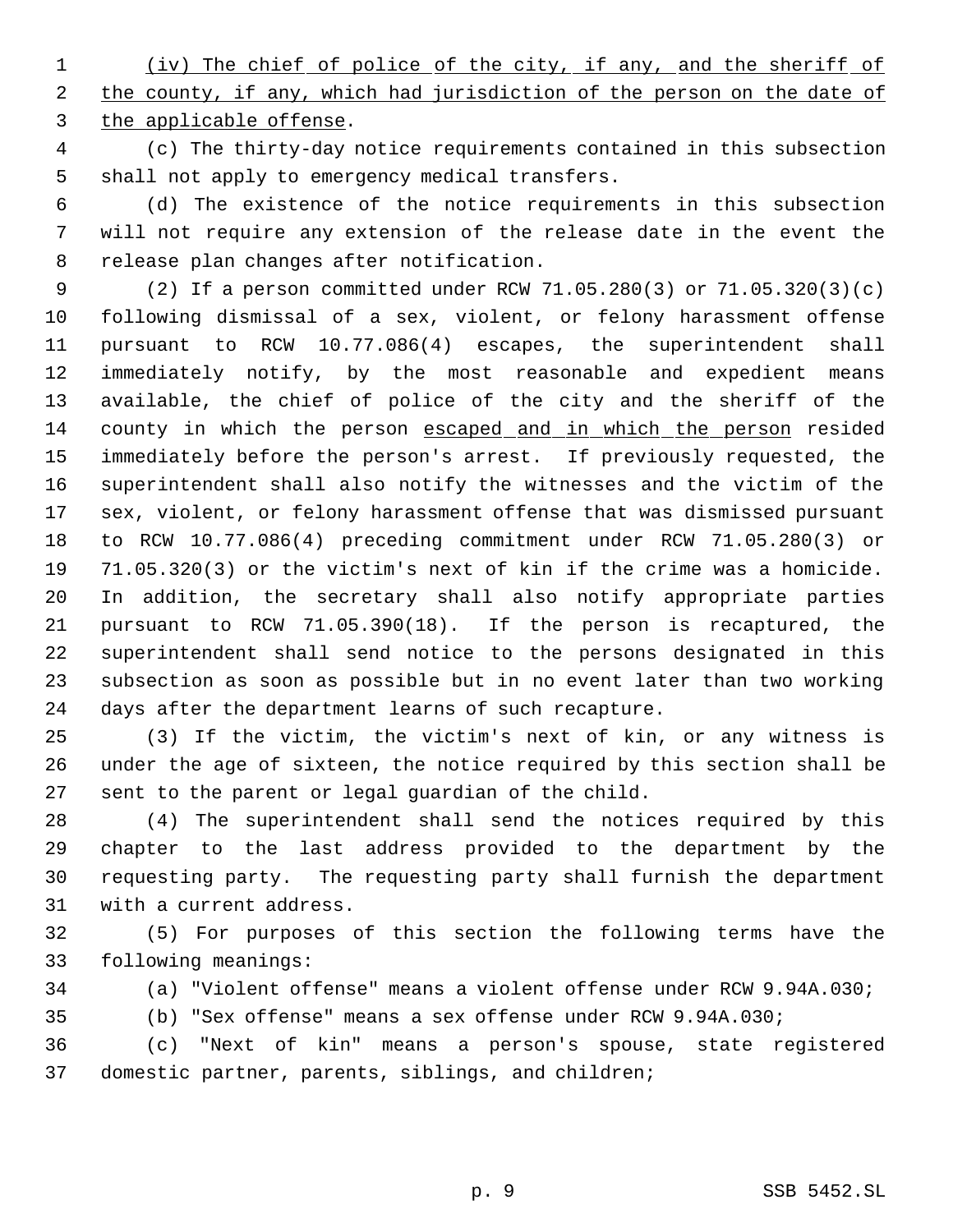(iv) The chief of police of the city, if any, and the sheriff of the county, if any, which had jurisdiction of the person on the date of the applicable offense.

(c) The thirty-day notice requirements contained in this subsection shall not apply to emergency medical transfers.

(d) The existence of the notice requirements in this subsection will not require any extension of the release date in the event the release plan changes after notification.

(2) If a person committed under RCW 71.05.280(3) or 71.05.320(3)(c) following dismissal of a sex, violent, or felony harassment offense pursuant to RCW 10.77.086(4) escapes, the superintendent shall immediately notify, by the most reasonable and expedient means available, the chief of police of the city and the sheriff of the county in which the person escaped and in which the person resided immediately before the person's arrest. If previously requested, the superintendent shall also notify the witnesses and the victim of the sex, violent, or felony harassment offense that was dismissed pursuant to RCW 10.77.086(4) preceding commitment under RCW 71.05.280(3) or 71.05.320(3) or the victim's next of kin if the crime was a homicide. In addition, the secretary shall also notify appropriate parties pursuant to RCW 71.05.390(18). If the person is recaptured, the superintendent shall send notice to the persons designated in this subsection as soon as possible but in no event later than two working days after the department learns of such recapture.

(3) If the victim, the victim's next of kin, or any witness is under the age of sixteen, the notice required by this section shall be sent to the parent or legal guardian of the child.

(4) The superintendent shall send the notices required by this chapter to the last address provided to the department by the requesting party. The requesting party shall furnish the department with a current address.

(5) For purposes of this section the following terms have the following meanings:

(a) "Violent offense" means a violent offense under RCW 9.94A.030;

(b) "Sex offense" means a sex offense under RCW 9.94A.030;

(c) "Next of kin" means a person's spouse, state registered domestic partner, parents, siblings, and children;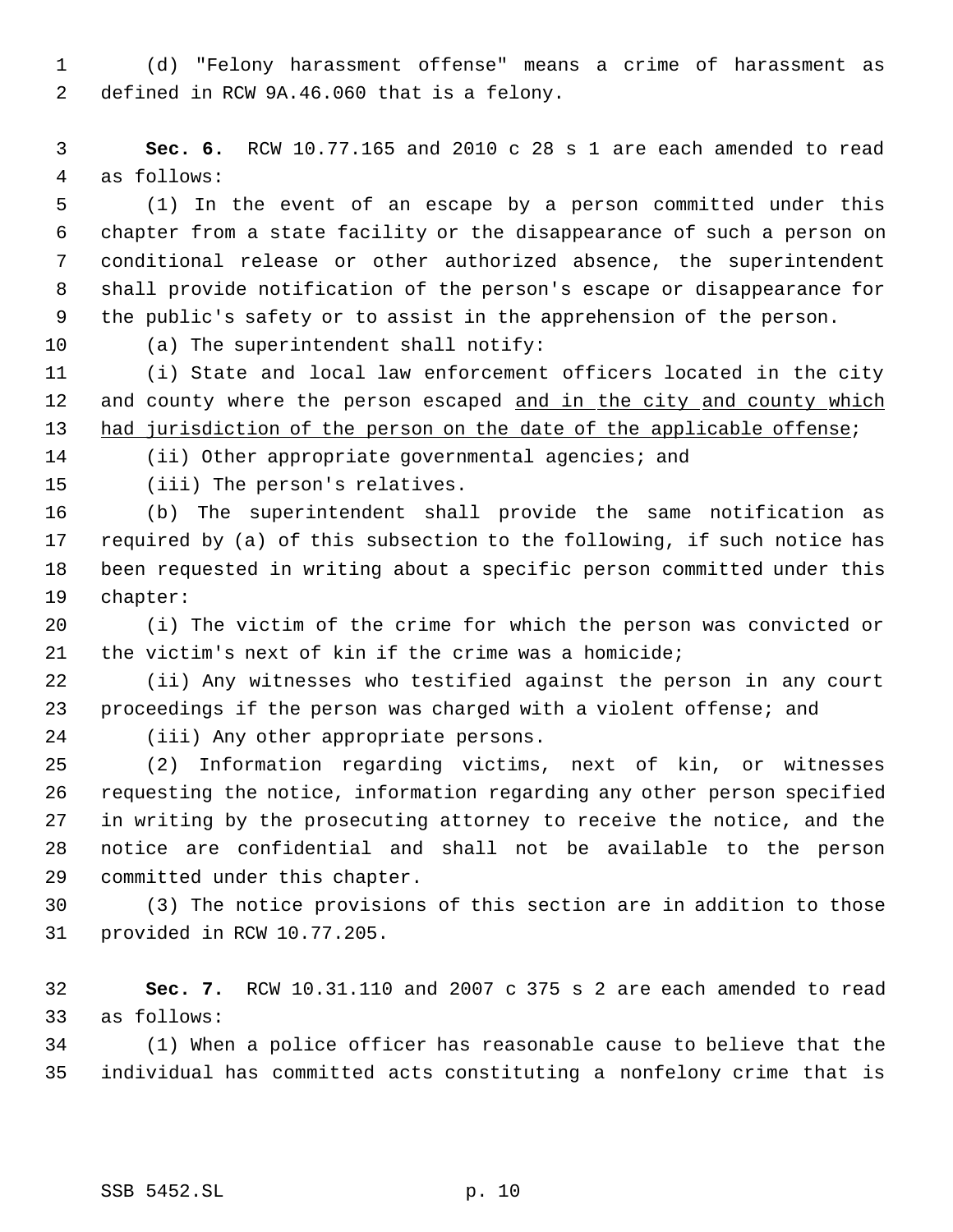(d) "Felony harassment offense" means a crime of harassment as defined in RCW 9A.46.060 that is a felony.

**Sec. 6.** RCW 10.77.165 and 2010 c 28 s 1 are each amended to read as follows:

(1) In the event of an escape by a person committed under this chapter from a state facility or the disappearance of such a person on conditional release or other authorized absence, the superintendent shall provide notification of the person's escape or disappearance for the public's safety or to assist in the apprehension of the person.

(a) The superintendent shall notify:

(i) State and local law enforcement officers located in the city and county where the person escaped <u>and in the city and county which had jurisdiction of the person on the date of the applicable offense</u>;

(ii) Other appropriate governmental agencies; and

(iii) The person's relatives.

(b) The superintendent shall provide the same notification as required by (a) of this subsection to the following, if such notice has been requested in writing about a specific person committed under this chapter:

(i) The victim of the crime for which the person was convicted or the victim's next of kin if the crime was a homicide;

(ii) Any witnesses who testified against the person in any court proceedings if the person was charged with a violent offense; and

(iii) Any other appropriate persons.

(2) Information regarding victims, next of kin, or witnesses requesting the notice, information regarding any other person specified in writing by the prosecuting attorney to receive the notice, and the notice are confidential and shall not be available to the person committed under this chapter.

(3) The notice provisions of this section are in addition to those provided in RCW 10.77.205.

**Sec. 7.** RCW 10.31.110 and 2007 c 375 s 2 are each amended to read as follows:

(1) When a police officer has reasonable cause to believe that the individual has committed acts constituting a nonfelony crime that is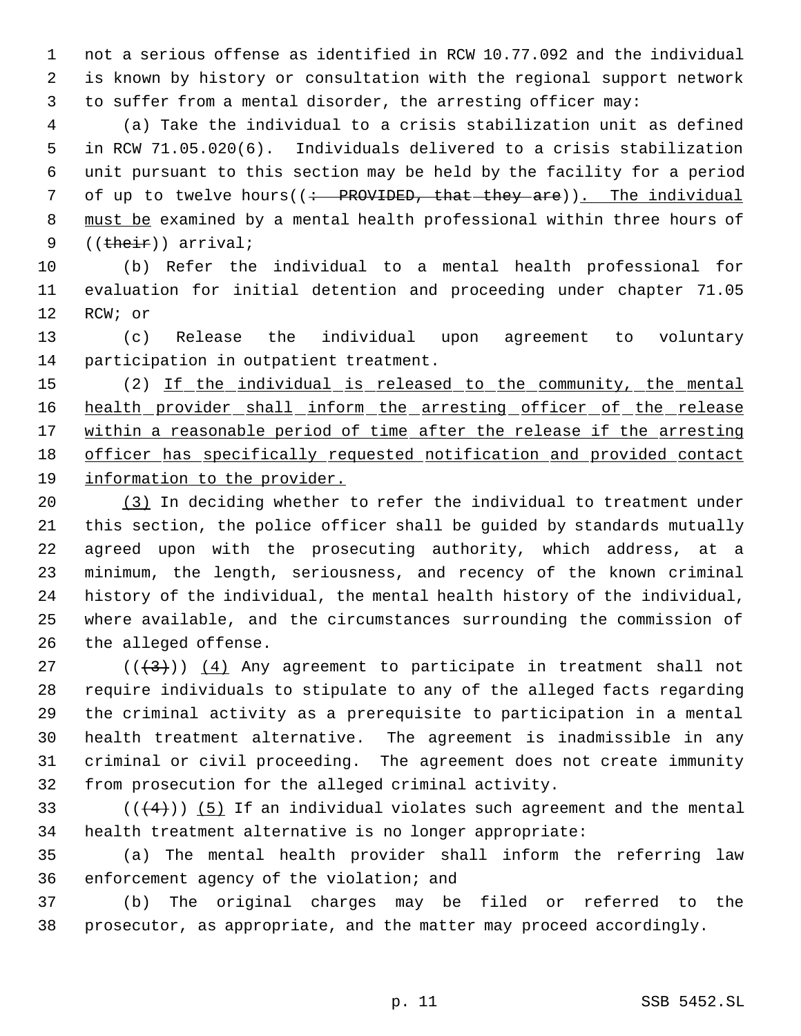not a serious offense as identified in RCW 10.77.092 and the individual is known by history or consultation with the regional support network to suffer from a mental disorder, the arresting officer may:

(a) Take the individual to a crisis stabilization unit as defined in RCW 71.05.020(6). Individuals delivered to a crisis stabilization unit pursuant to this section may be held by the facility for a period of up to twelve hours((~~: PROVIDED, that they are~~)). <u>The individual must be</u> examined by a mental health professional within three hours of ((~~their~~)) arrival;

(b) Refer the individual to a mental health professional for evaluation for initial detention and proceeding under chapter 71.05 RCW; or

(c) Release the individual upon agreement to voluntary participation in outpatient treatment.

(2) <u>If the individual is released to the community, the mental health provider shall inform the arresting officer of the release within a reasonable period of time after the release if the arresting officer has specifically requested notification and provided contact information to the provider.</u>

<u>(3)</u> In deciding whether to refer the individual to treatment under this section, the police officer shall be guided by standards mutually agreed upon with the prosecuting authority, which address, at a minimum, the length, seriousness, and recency of the known criminal history of the individual, the mental health history of the individual, where available, and the circumstances surrounding the commission of the alleged offense.

((~~(3)~~)) <u>(4)</u> Any agreement to participate in treatment shall not require individuals to stipulate to any of the alleged facts regarding the criminal activity as a prerequisite to participation in a mental health treatment alternative. The agreement is inadmissible in any criminal or civil proceeding. The agreement does not create immunity from prosecution for the alleged criminal activity.

((~~(4)~~)) <u>(5)</u> If an individual violates such agreement and the mental health treatment alternative is no longer appropriate:

(a) The mental health provider shall inform the referring law enforcement agency of the violation; and

(b) The original charges may be filed or referred to the prosecutor, as appropriate, and the matter may proceed accordingly.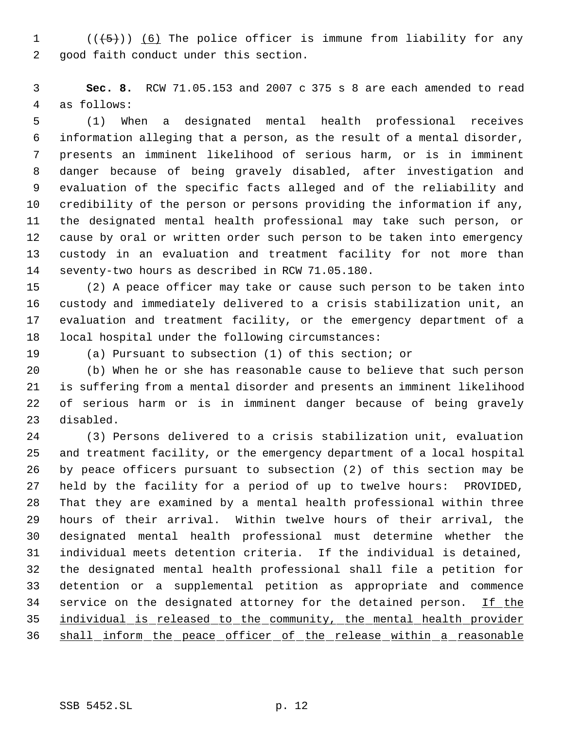((~~(5)~~)) <u>(6)</u> The police officer is immune from liability for any good faith conduct under this section.

**Sec. 8.** RCW 71.05.153 and 2007 c 375 s 8 are each amended to read as follows:

(1) When a designated mental health professional receives information alleging that a person, as the result of a mental disorder, presents an imminent likelihood of serious harm, or is in imminent danger because of being gravely disabled, after investigation and evaluation of the specific facts alleged and of the reliability and credibility of the person or persons providing the information if any, the designated mental health professional may take such person, or cause by oral or written order such person to be taken into emergency custody in an evaluation and treatment facility for not more than seventy-two hours as described in RCW 71.05.180.

(2) A peace officer may take or cause such person to be taken into custody and immediately delivered to a crisis stabilization unit, an evaluation and treatment facility, or the emergency department of a local hospital under the following circumstances:

(a) Pursuant to subsection (1) of this section; or

(b) When he or she has reasonable cause to believe that such person is suffering from a mental disorder and presents an imminent likelihood of serious harm or is in imminent danger because of being gravely disabled.

(3) Persons delivered to a crisis stabilization unit, evaluation and treatment facility, or the emergency department of a local hospital by peace officers pursuant to subsection (2) of this section may be held by the facility for a period of up to twelve hours: PROVIDED, That they are examined by a mental health professional within three hours of their arrival. Within twelve hours of their arrival, the designated mental health professional must determine whether the individual meets detention criteria. If the individual is detained, the designated mental health professional shall file a petition for detention or a supplemental petition as appropriate and commence service on the designated attorney for the detained person. <u>If the individual is released to the community, the mental health provider shall inform the peace officer of the release within a reasonable</u>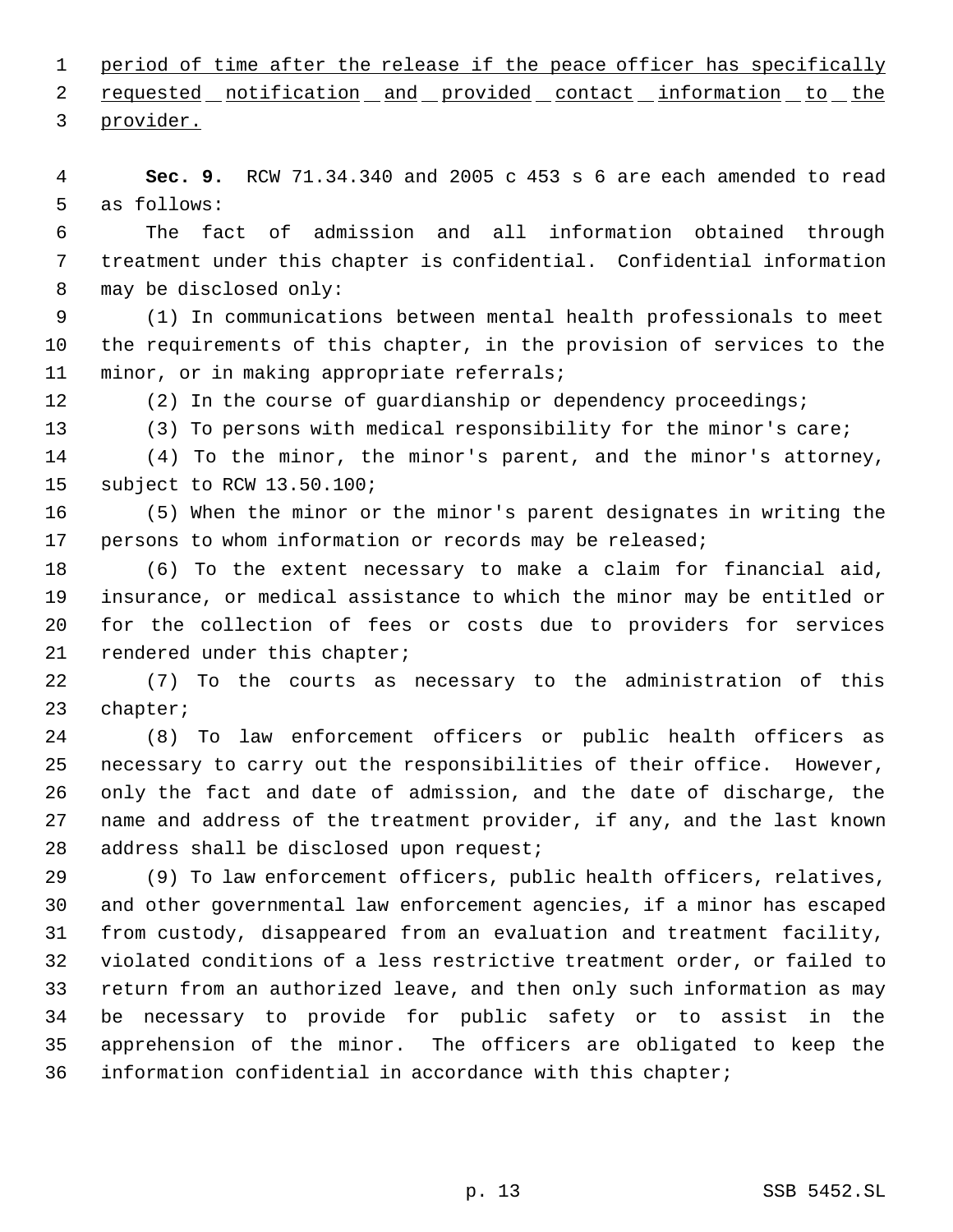period of time after the release if the peace officer has specifically requested notification and provided contact information to the provider.

**Sec. 9.** RCW 71.34.340 and 2005 c 453 s 6 are each amended to read as follows:

The fact of admission and all information obtained through treatment under this chapter is confidential. Confidential information may be disclosed only:

(1) In communications between mental health professionals to meet the requirements of this chapter, in the provision of services to the minor, or in making appropriate referrals;

(2) In the course of guardianship or dependency proceedings;

(3) To persons with medical responsibility for the minor's care;

(4) To the minor, the minor's parent, and the minor's attorney, subject to RCW 13.50.100;

(5) When the minor or the minor's parent designates in writing the persons to whom information or records may be released;

(6) To the extent necessary to make a claim for financial aid, insurance, or medical assistance to which the minor may be entitled or for the collection of fees or costs due to providers for services rendered under this chapter;

(7) To the courts as necessary to the administration of this chapter;

(8) To law enforcement officers or public health officers as necessary to carry out the responsibilities of their office. However, only the fact and date of admission, and the date of discharge, the name and address of the treatment provider, if any, and the last known address shall be disclosed upon request;

(9) To law enforcement officers, public health officers, relatives, and other governmental law enforcement agencies, if a minor has escaped from custody, disappeared from an evaluation and treatment facility, violated conditions of a less restrictive treatment order, or failed to return from an authorized leave, and then only such information as may be necessary to provide for public safety or to assist in the apprehension of the minor. The officers are obligated to keep the information confidential in accordance with this chapter;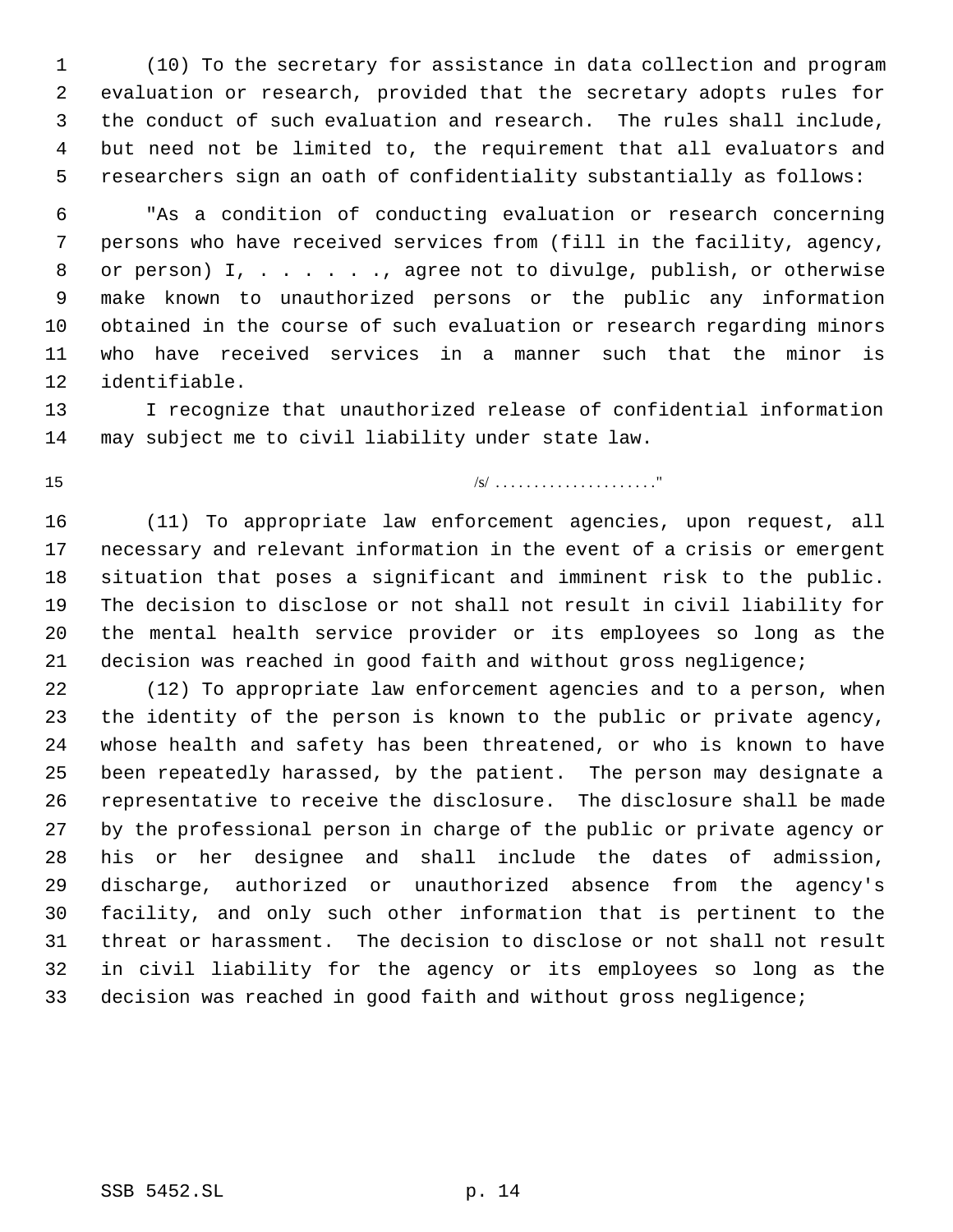(10) To the secretary for assistance in data collection and program evaluation or research, provided that the secretary adopts rules for the conduct of such evaluation and research. The rules shall include, but need not be limited to, the requirement that all evaluators and researchers sign an oath of confidentiality substantially as follows:

"As a condition of conducting evaluation or research concerning persons who have received services from (fill in the facility, agency, or person) I, . . . . . . ., agree not to divulge, publish, or otherwise make known to unauthorized persons or the public any information obtained in the course of such evaluation or research regarding minors who have received services in a manner such that the minor is identifiable.

I recognize that unauthorized release of confidential information may subject me to civil liability under state law.

/s/ . . . . . . . . . . . . . . . . . . . . ."

(11) To appropriate law enforcement agencies, upon request, all necessary and relevant information in the event of a crisis or emergent situation that poses a significant and imminent risk to the public. The decision to disclose or not shall not result in civil liability for the mental health service provider or its employees so long as the decision was reached in good faith and without gross negligence;

(12) To appropriate law enforcement agencies and to a person, when the identity of the person is known to the public or private agency, whose health and safety has been threatened, or who is known to have been repeatedly harassed, by the patient. The person may designate a representative to receive the disclosure. The disclosure shall be made by the professional person in charge of the public or private agency or his or her designee and shall include the dates of admission, discharge, authorized or unauthorized absence from the agency's facility, and only such other information that is pertinent to the threat or harassment. The decision to disclose or not shall not result in civil liability for the agency or its employees so long as the decision was reached in good faith and without gross negligence;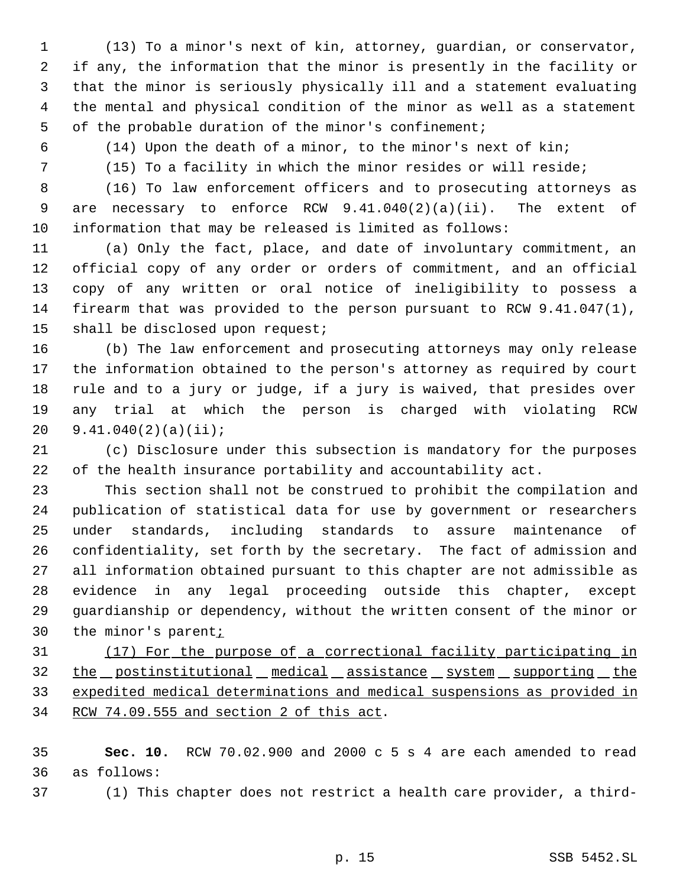(13) To a minor's next of kin, attorney, guardian, or conservator, if any, the information that the minor is presently in the facility or that the minor is seriously physically ill and a statement evaluating the mental and physical condition of the minor as well as a statement of the probable duration of the minor's confinement;

(14) Upon the death of a minor, to the minor's next of kin;

(15) To a facility in which the minor resides or will reside;

(16) To law enforcement officers and to prosecuting attorneys as are necessary to enforce RCW 9.41.040(2)(a)(ii). The extent of information that may be released is limited as follows:

(a) Only the fact, place, and date of involuntary commitment, an official copy of any order or orders of commitment, and an official copy of any written or oral notice of ineligibility to possess a firearm that was provided to the person pursuant to RCW 9.41.047(1), shall be disclosed upon request;

(b) The law enforcement and prosecuting attorneys may only release the information obtained to the person's attorney as required by court rule and to a jury or judge, if a jury is waived, that presides over any trial at which the person is charged with violating RCW 9.41.040(2)(a)(ii);

(c) Disclosure under this subsection is mandatory for the purposes of the health insurance portability and accountability act.

This section shall not be construed to prohibit the compilation and publication of statistical data for use by government or researchers under standards, including standards to assure maintenance of confidentiality, set forth by the secretary. The fact of admission and all information obtained pursuant to this chapter are not admissible as evidence in any legal proceeding outside this chapter, except guardianship or dependency, without the written consent of the minor or the minor's parent<u>;</u>

<u>(17) For the purpose of a correctional facility participating in the postinstitutional medical assistance system supporting the expedited medical determinations and medical suspensions as provided in RCW 74.09.555 and section 2 of this act</u>.

**Sec. 10.** RCW 70.02.900 and 2000 c 5 s 4 are each amended to read as follows:

(1) This chapter does not restrict a health care provider, a third-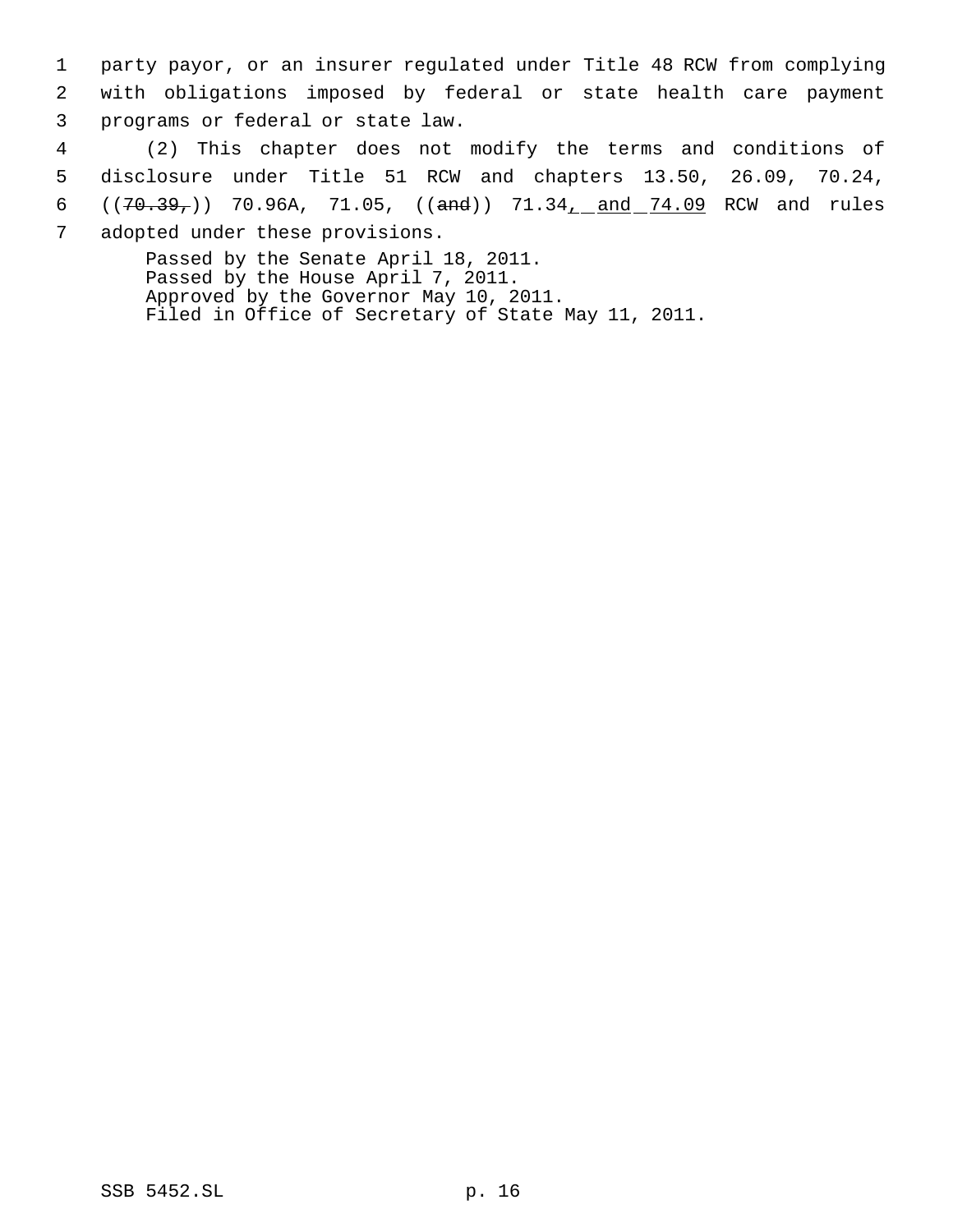party payor, or an insurer regulated under Title 48 RCW from complying with obligations imposed by federal or state health care payment programs or federal or state law.

(2) This chapter does not modify the terms and conditions of disclosure under Title 51 RCW and chapters 13.50, 26.09, 70.24, ((~~70.39,~~)) 70.96A, 71.05, ((~~and~~)) 71.34, and 74.09 RCW and rules adopted under these provisions.

Passed by the Senate April 18, 2011.
Passed by the House April 7, 2011.
Approved by the Governor May 10, 2011.
Filed in Office of Secretary of State May 11, 2011.